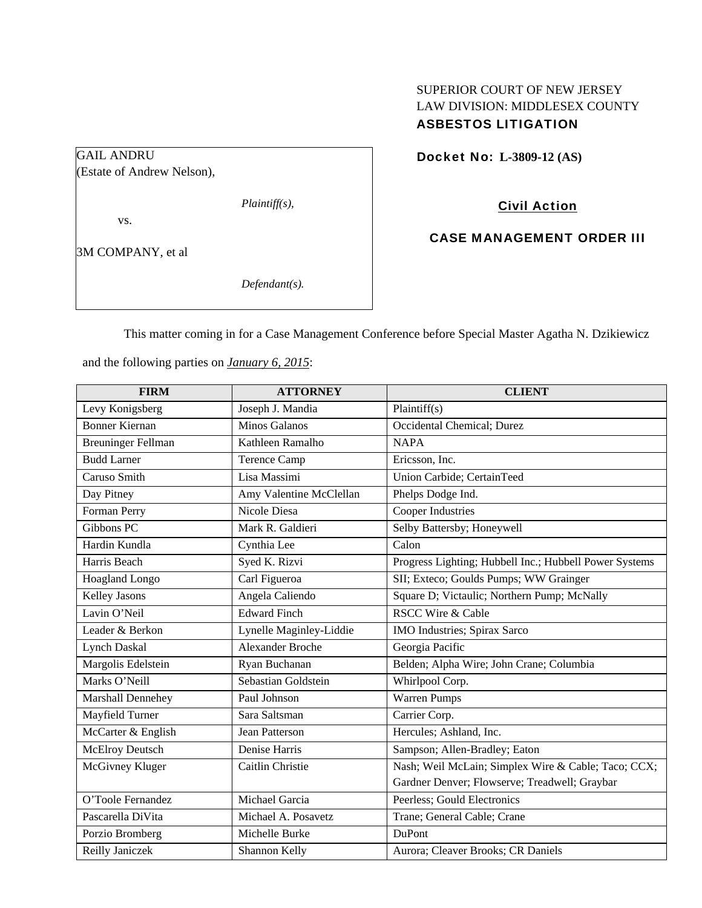SUPERIOR COURT OF NEW JERSEY
LAW DIVISION: MIDDLESEX COUNTY
**ASBESTOS LITIGATION**

GAIL ANDRU
(Estate of Andrew Nelson),

*Plaintiff(s),*

vs.

3M COMPANY, et al

*Defendant(s).*

**Docket No: L-3809-12 (AS)**

**Civil Action**

**CASE MANAGEMENT ORDER III**

This matter coming in for a Case Management Conference before Special Master Agatha N. Dzikiewicz and the following parties on ***January 6, 2015***:

| FIRM | ATTORNEY | CLIENT |
|---|---|---|
| Levy Konigsberg | Joseph J. Mandia | Plaintiff(s) |
| Bonner Kiernan | Minos Galanos | Occidental Chemical; Durez |
| Breuninger Fellman | Kathleen Ramalho | NAPA |
| Budd Larner | Terence Camp | Ericsson, Inc. |
| Caruso Smith | Lisa Massimi | Union Carbide; CertainTeed |
| Day Pitney | Amy Valentine McClellan | Phelps Dodge Ind. |
| Forman Perry | Nicole Diesa | Cooper Industries |
| Gibbons PC | Mark R. Galdieri | Selby Battersby; Honeywell |
| Hardin Kundla | Cynthia Lee | Calon |
| Harris Beach | Syed K. Rizvi | Progress Lighting; Hubbell Inc.; Hubbell Power Systems |
| Hoagland Longo | Carl Figueroa | SII; Exteco; Goulds Pumps; WW Grainger |
| Kelley Jasons | Angela Caliendo | Square D; Victaulic; Northern Pump; McNally |
| Lavin O'Neil | Edward Finch | RSCC Wire & Cable |
| Leader & Berkon | Lynelle Maginley-Liddie | IMO Industries; Spirax Sarco |
| Lynch Daskal | Alexander Broche | Georgia Pacific |
| Margolis Edelstein | Ryan Buchanan | Belden; Alpha Wire; John Crane; Columbia |
| Marks O'Neill | Sebastian Goldstein | Whirlpool Corp. |
| Marshall Dennehey | Paul Johnson | Warren Pumps |
| Mayfield Turner | Sara Saltsman | Carrier Corp. |
| McCarter & English | Jean Patterson | Hercules; Ashland, Inc. |
| McElroy Deutsch | Denise Harris | Sampson; Allen-Bradley; Eaton |
| McGivney Kluger | Caitlin Christie | Nash; Weil McLain; Simplex Wire & Cable; Taco; CCX; Gardner Denver; Flowserve; Treadwell; Graybar |
| O'Toole Fernandez | Michael Garcia | Peerless; Gould Electronics |
| Pascarella DiVita | Michael A. Posavetz | Trane; General Cable; Crane |
| Porzio Bromberg | Michelle Burke | DuPont |
| Reilly Janiczek | Shannon Kelly | Aurora; Cleaver Brooks; CR Daniels |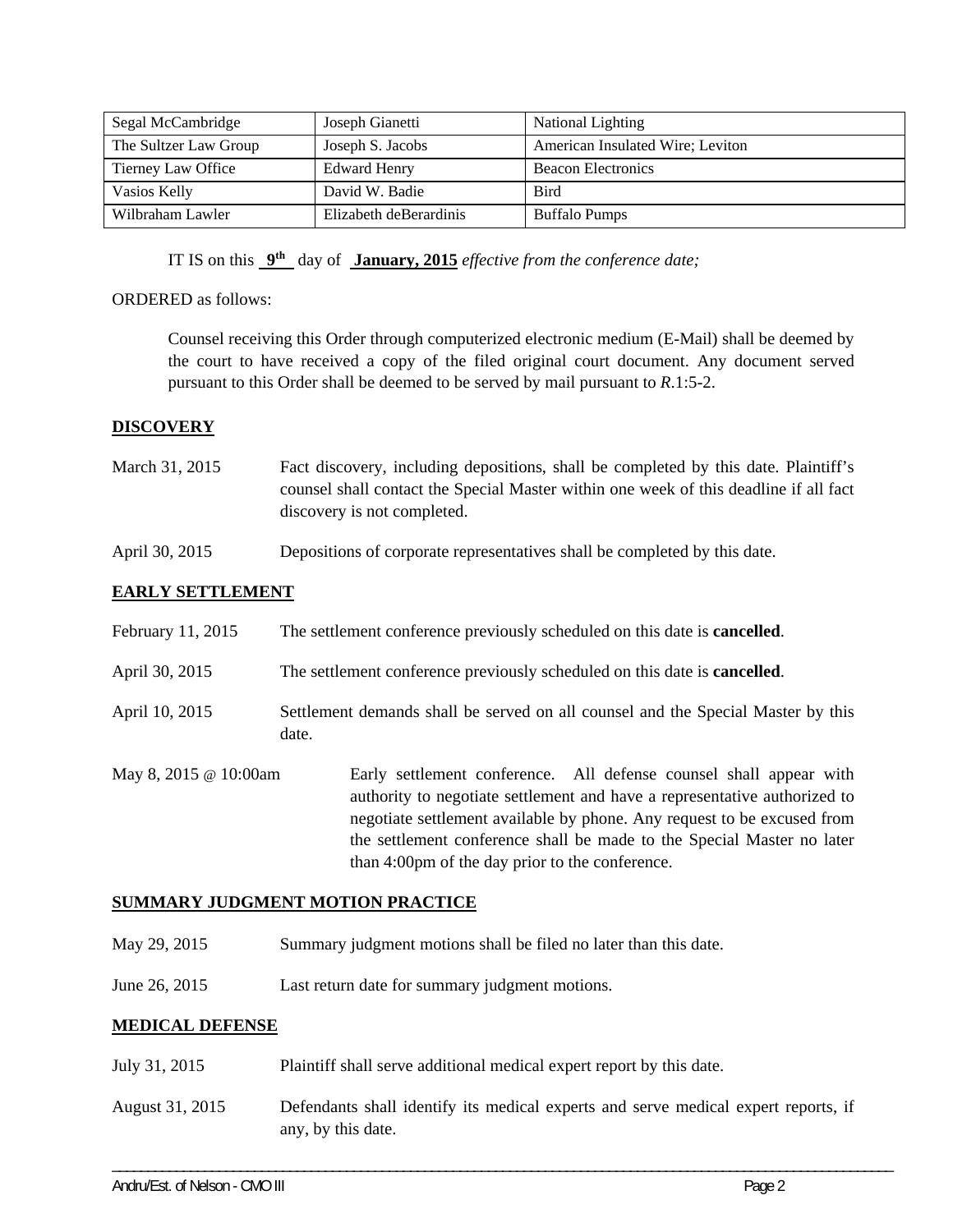| Segal McCambridge | Joseph Gianetti | National Lighting |
|---|---|---|
| The Sultzer Law Group | Joseph S. Jacobs | American Insulated Wire; Leviton |
| Tierney Law Office | Edward Henry | Beacon Electronics |
| Vasios Kelly | David W. Badie | Bird |
| Wilbraham Lawler | Elizabeth deBerardinis | Buffalo Pumps |

IT IS on this **9th** day of **January, 2015** *effective from the conference date;*

ORDERED as follows:

Counsel receiving this Order through computerized electronic medium (E-Mail) shall be deemed by the court to have received a copy of the filed original court document. Any document served pursuant to this Order shall be deemed to be served by mail pursuant to *R*.1:5-2.

## DISCOVERY

March 31, 2015 — Fact discovery, including depositions, shall be completed by this date. Plaintiff's counsel shall contact the Special Master within one week of this deadline if all fact discovery is not completed.

April 30, 2015 — Depositions of corporate representatives shall be completed by this date.

## EARLY SETTLEMENT

February 11, 2015 — The settlement conference previously scheduled on this date is **cancelled**.

April 30, 2015 — The settlement conference previously scheduled on this date is **cancelled**.

April 10, 2015 — Settlement demands shall be served on all counsel and the Special Master by this date.

May 8, 2015 @ 10:00am — Early settlement conference. All defense counsel shall appear with authority to negotiate settlement and have a representative authorized to negotiate settlement available by phone. Any request to be excused from the settlement conference shall be made to the Special Master no later than 4:00pm of the day prior to the conference.

## SUMMARY JUDGMENT MOTION PRACTICE

May 29, 2015 — Summary judgment motions shall be filed no later than this date.

June 26, 2015 — Last return date for summary judgment motions.

## MEDICAL DEFENSE

July 31, 2015 — Plaintiff shall serve additional medical expert report by this date.

August 31, 2015 — Defendants shall identify its medical experts and serve medical expert reports, if any, by this date.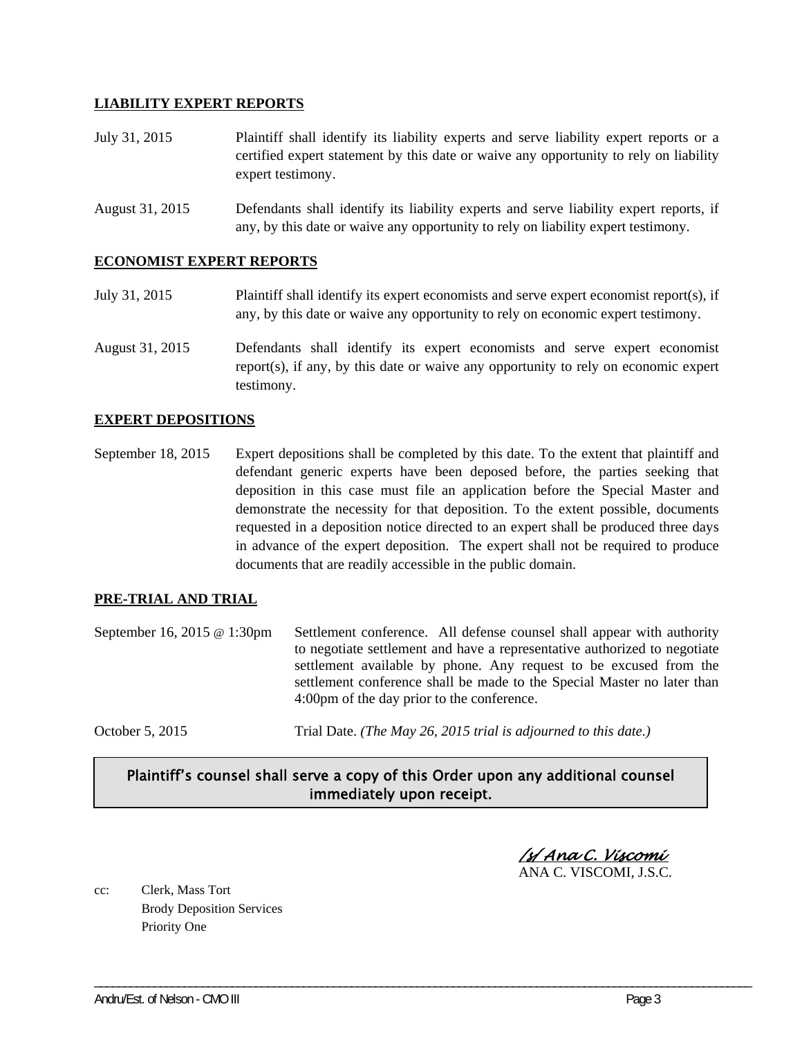**LIABILITY EXPERT REPORTS**

| | |
|---|---|
| July 31, 2015 | Plaintiff shall identify its liability experts and serve liability expert reports or a certified expert statement by this date or waive any opportunity to rely on liability expert testimony. |
| August 31, 2015 | Defendants shall identify its liability experts and serve liability expert reports, if any, by this date or waive any opportunity to rely on liability expert testimony. |

**ECONOMIST EXPERT REPORTS**

| | |
|---|---|
| July 31, 2015 | Plaintiff shall identify its expert economists and serve expert economist report(s), if any, by this date or waive any opportunity to rely on economic expert testimony. |
| August 31, 2015 | Defendants shall identify its expert economists and serve expert economist report(s), if any, by this date or waive any opportunity to rely on economic expert testimony. |

**EXPERT DEPOSITIONS**

| | |
|---|---|
| September 18, 2015 | Expert depositions shall be completed by this date. To the extent that plaintiff and defendant generic experts have been deposed before, the parties seeking that deposition in this case must file an application before the Special Master and demonstrate the necessity for that deposition. To the extent possible, documents requested in a deposition notice directed to an expert shall be produced three days in advance of the expert deposition. The expert shall not be required to produce documents that are readily accessible in the public domain. |

**PRE-TRIAL AND TRIAL**

| | |
|---|---|
| September 16, 2015 @ 1:30pm | Settlement conference. All defense counsel shall appear with authority to negotiate settlement and have a representative authorized to negotiate settlement available by phone. Any request to be excused from the settlement conference shall be made to the Special Master no later than 4:00pm of the day prior to the conference. |
| October 5, 2015 | Trial Date. *(The May 26, 2015 trial is adjourned to this date.)* |

**Plaintiff's counsel shall serve a copy of this Order upon any additional counsel immediately upon receipt.**

*/s/ Ana C. Viscomi*
ANA C. VISCOMI, J.S.C.

cc: Clerk, Mass Tort
Brody Deposition Services
Priority One